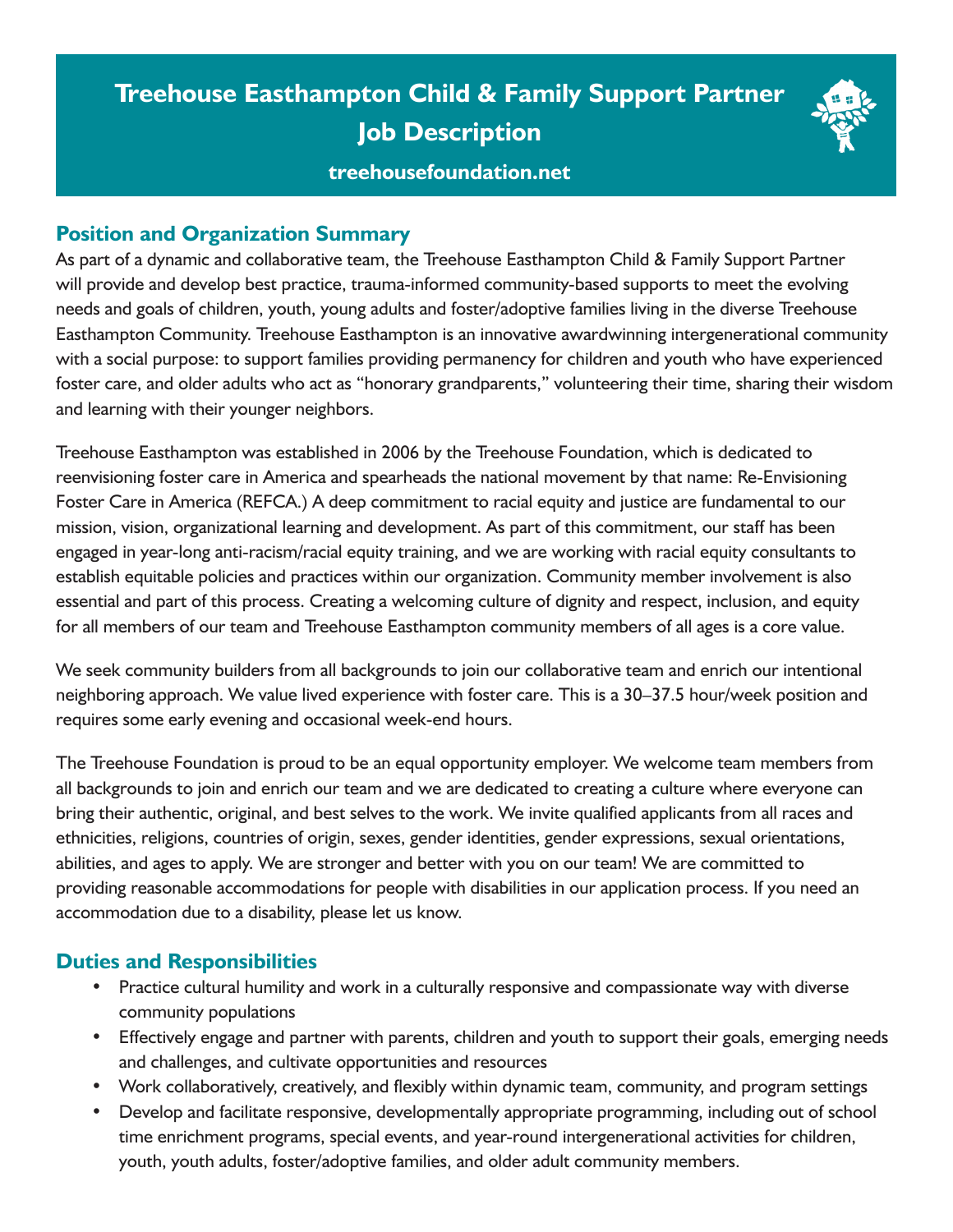# Treehouse Easthampton Child & Family Support Partner Job Description

**treehousefoundation.net**

## Position and Organization Summary

As part of a dynamic and collaborative team, the Treehouse Easthampton Child & Family Support Partner will provide and develop best practice, trauma-informed community-based supports to meet the evolving needs and goals of children, youth, young adults and foster/adoptive families living in the diverse Treehouse Easthampton Community. Treehouse Easthampton is an innovative awardwinning intergenerational community with a social purpose: to support families providing permanency for children and youth who have experienced foster care, and older adults who act as "honorary grandparents," volunteering their time, sharing their wisdom and learning with their younger neighbors.

Treehouse Easthampton was established in 2006 by the Treehouse Foundation, which is dedicated to reenvisioning foster care in America and spearheads the national movement by that name: Re-Envisioning Foster Care in America (REFCA.) A deep commitment to racial equity and justice are fundamental to our mission, vision, organizational learning and development. As part of this commitment, our staff has been engaged in year-long anti-racism/racial equity training, and we are working with racial equity consultants to establish equitable policies and practices within our organization. Community member involvement is also essential and part of this process. Creating a welcoming culture of dignity and respect, inclusion, and equity for all members of our team and Treehouse Easthampton community members of all ages is a core value.

We seek community builders from all backgrounds to join our collaborative team and enrich our intentional neighboring approach. We value lived experience with foster care. This is a 30–37.5 hour/week position and requires some early evening and occasional week-end hours.

The Treehouse Foundation is proud to be an equal opportunity employer. We welcome team members from all backgrounds to join and enrich our team and we are dedicated to creating a culture where everyone can bring their authentic, original, and best selves to the work. We invite qualified applicants from all races and ethnicities, religions, countries of origin, sexes, gender identities, gender expressions, sexual orientations, abilities, and ages to apply. We are stronger and better with you on our team! We are committed to providing reasonable accommodations for people with disabilities in our application process. If you need an accommodation due to a disability, please let us know.

## Duties and Responsibilities

- Practice cultural humility and work in a culturally responsive and compassionate way with diverse community populations
- Effectively engage and partner with parents, children and youth to support their goals, emerging needs and challenges, and cultivate opportunities and resources
- Work collaboratively, creatively, and flexibly within dynamic team, community, and program settings
- Develop and facilitate responsive, developmentally appropriate programming, including out of school time enrichment programs, special events, and year-round intergenerational activities for children, youth, youth adults, foster/adoptive families, and older adult community members.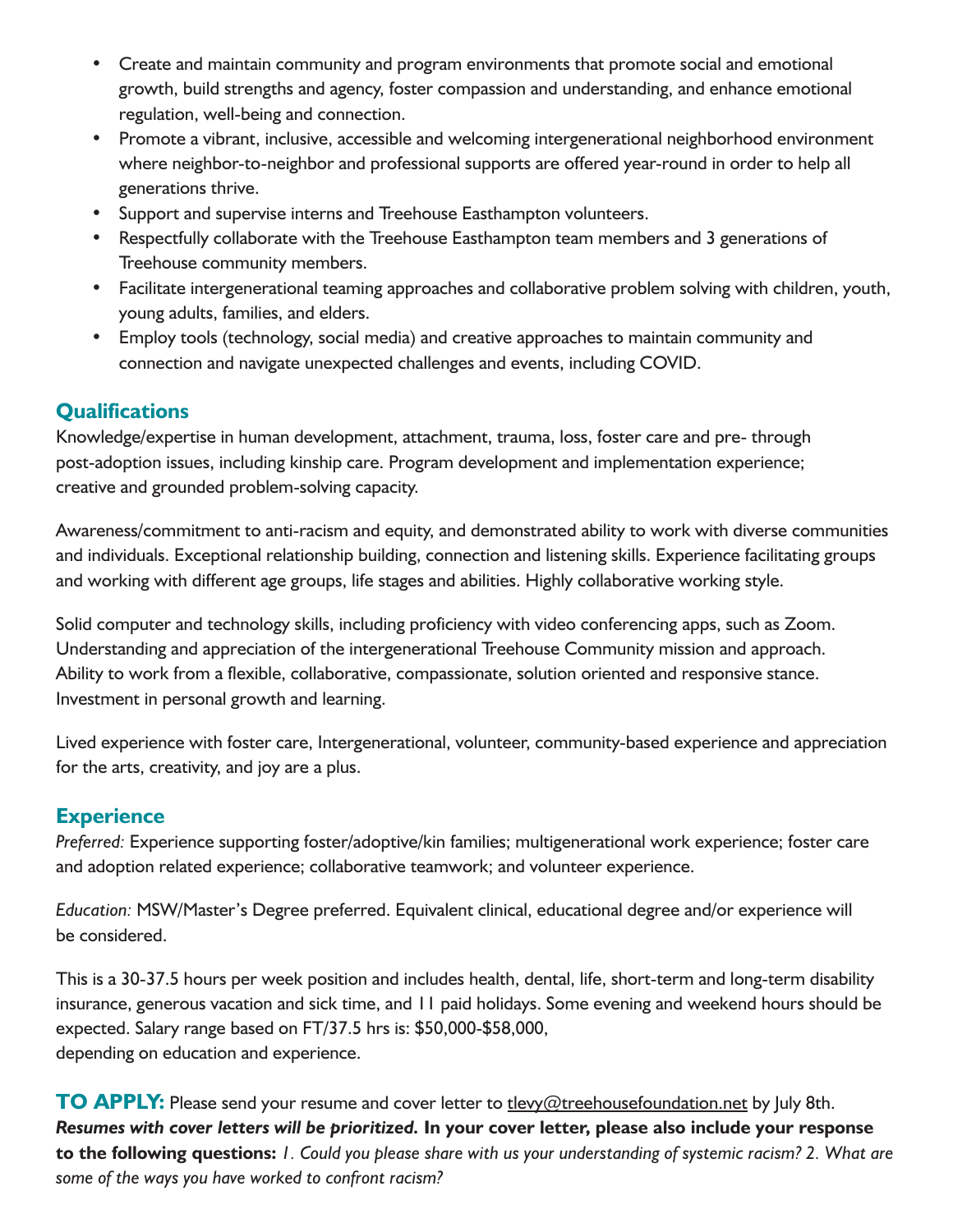- Create and maintain community and program environments that promote social and emotional growth, build strengths and agency, foster compassion and understanding, and enhance emotional regulation, well-being and connection.
- Promote a vibrant, inclusive, accessible and welcoming intergenerational neighborhood environment where neighbor-to-neighbor and professional supports are offered year-round in order to help all generations thrive.
- Support and supervise interns and Treehouse Easthampton volunteers.
- Respectfully collaborate with the Treehouse Easthampton team members and 3 generations of Treehouse community members.
- Facilitate intergenerational teaming approaches and collaborative problem solving with children, youth, young adults, families, and elders.
- Employ tools (technology, social media) and creative approaches to maintain community and connection and navigate unexpected challenges and events, including COVID.

## Qualifications

Knowledge/expertise in human development, attachment, trauma, loss, foster care and pre- through post-adoption issues, including kinship care. Program development and implementation experience; creative and grounded problem-solving capacity.

Awareness/commitment to anti-racism and equity, and demonstrated ability to work with diverse communities and individuals. Exceptional relationship building, connection and listening skills. Experience facilitating groups and working with different age groups, life stages and abilities. Highly collaborative working style.

Solid computer and technology skills, including proficiency with video conferencing apps, such as Zoom. Understanding and appreciation of the intergenerational Treehouse Community mission and approach. Ability to work from a flexible, collaborative, compassionate, solution oriented and responsive stance. Investment in personal growth and learning.

Lived experience with foster care, Intergenerational, volunteer, community-based experience and appreciation for the arts, creativity, and joy are a plus.

## Experience

*Preferred:* Experience supporting foster/adoptive/kin families; multigenerational work experience; foster care and adoption related experience; collaborative teamwork; and volunteer experience.

*Education:* MSW/Master's Degree preferred. Equivalent clinical, educational degree and/or experience will be considered.

This is a 30-37.5 hours per week position and includes health, dental, life, short-term and long-term disability insurance, generous vacation and sick time, and 11 paid holidays. Some evening and weekend hours should be expected. Salary range based on FT/37.5 hrs is: $50,000-$58,000, depending on education and experience.

**TO APPLY:** Please send your resume and cover letter to tlevy@treehousefoundation.net by July 8th. ***Resumes with cover letters will be prioritized.*** **In your cover letter, please also include your response to the following questions:** *1. Could you please share with us your understanding of systemic racism? 2. What are some of the ways you have worked to confront racism?*